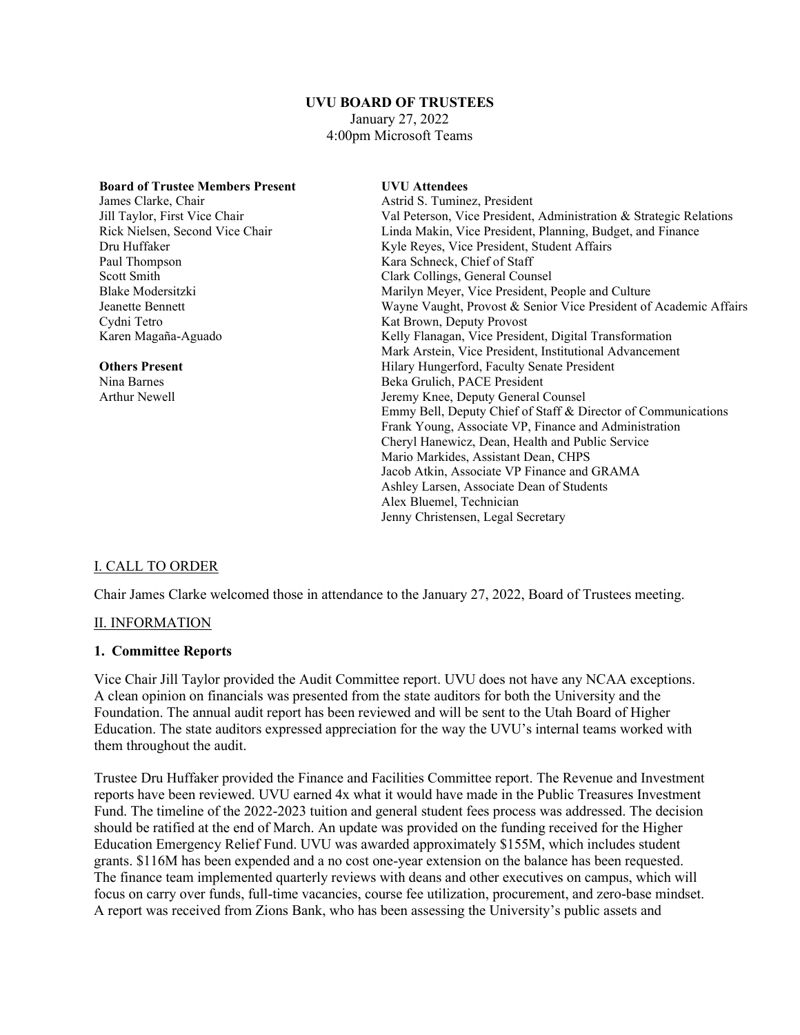**UVU BOARD OF TRUSTEES**

January 27, 2022

4:00pm Microsoft Teams

**Board of Trustee Members Present**

James Clarke, Chair
Jill Taylor, First Vice Chair
Rick Nielsen, Second Vice Chair
Dru Huffaker
Paul Thompson
Scott Smith
Blake Modersitzki
Jeanette Bennett
Cydni Tetro
Karen Magaña-Aguado

**Others Present**

Nina Barnes
Arthur Newell

**UVU Attendees**

Astrid S. Tuminez, President
Val Peterson, Vice President, Administration & Strategic Relations
Linda Makin, Vice President, Planning, Budget, and Finance
Kyle Reyes, Vice President, Student Affairs
Kara Schneck, Chief of Staff
Clark Collings, General Counsel
Marilyn Meyer, Vice President, People and Culture
Wayne Vaught, Provost & Senior Vice President of Academic Affairs
Kat Brown, Deputy Provost
Kelly Flanagan, Vice President, Digital Transformation
Mark Arstein, Vice President, Institutional Advancement
Hilary Hungerford, Faculty Senate President
Beka Grulich, PACE President
Jeremy Knee, Deputy General Counsel
Emmy Bell, Deputy Chief of Staff & Director of Communications
Frank Young, Associate VP, Finance and Administration
Cheryl Hanewicz, Dean, Health and Public Service
Mario Markides, Assistant Dean, CHPS
Jacob Atkin, Associate VP Finance and GRAMA
Ashley Larsen, Associate Dean of Students
Alex Bluemel, Technician
Jenny Christensen, Legal Secretary

## I. CALL TO ORDER

Chair James Clarke welcomed those in attendance to the January 27, 2022, Board of Trustees meeting.

## II. INFORMATION

### 1. Committee Reports

Vice Chair Jill Taylor provided the Audit Committee report. UVU does not have any NCAA exceptions. A clean opinion on financials was presented from the state auditors for both the University and the Foundation. The annual audit report has been reviewed and will be sent to the Utah Board of Higher Education. The state auditors expressed appreciation for the way the UVU's internal teams worked with them throughout the audit.

Trustee Dru Huffaker provided the Finance and Facilities Committee report. The Revenue and Investment reports have been reviewed. UVU earned 4x what it would have made in the Public Treasures Investment Fund. The timeline of the 2022-2023 tuition and general student fees process was addressed. The decision should be ratified at the end of March. An update was provided on the funding received for the Higher Education Emergency Relief Fund. UVU was awarded approximately $155M, which includes student grants. $116M has been expended and a no cost one-year extension on the balance has been requested. The finance team implemented quarterly reviews with deans and other executives on campus, which will focus on carry over funds, full-time vacancies, course fee utilization, procurement, and zero-base mindset. A report was received from Zions Bank, who has been assessing the University's public assets and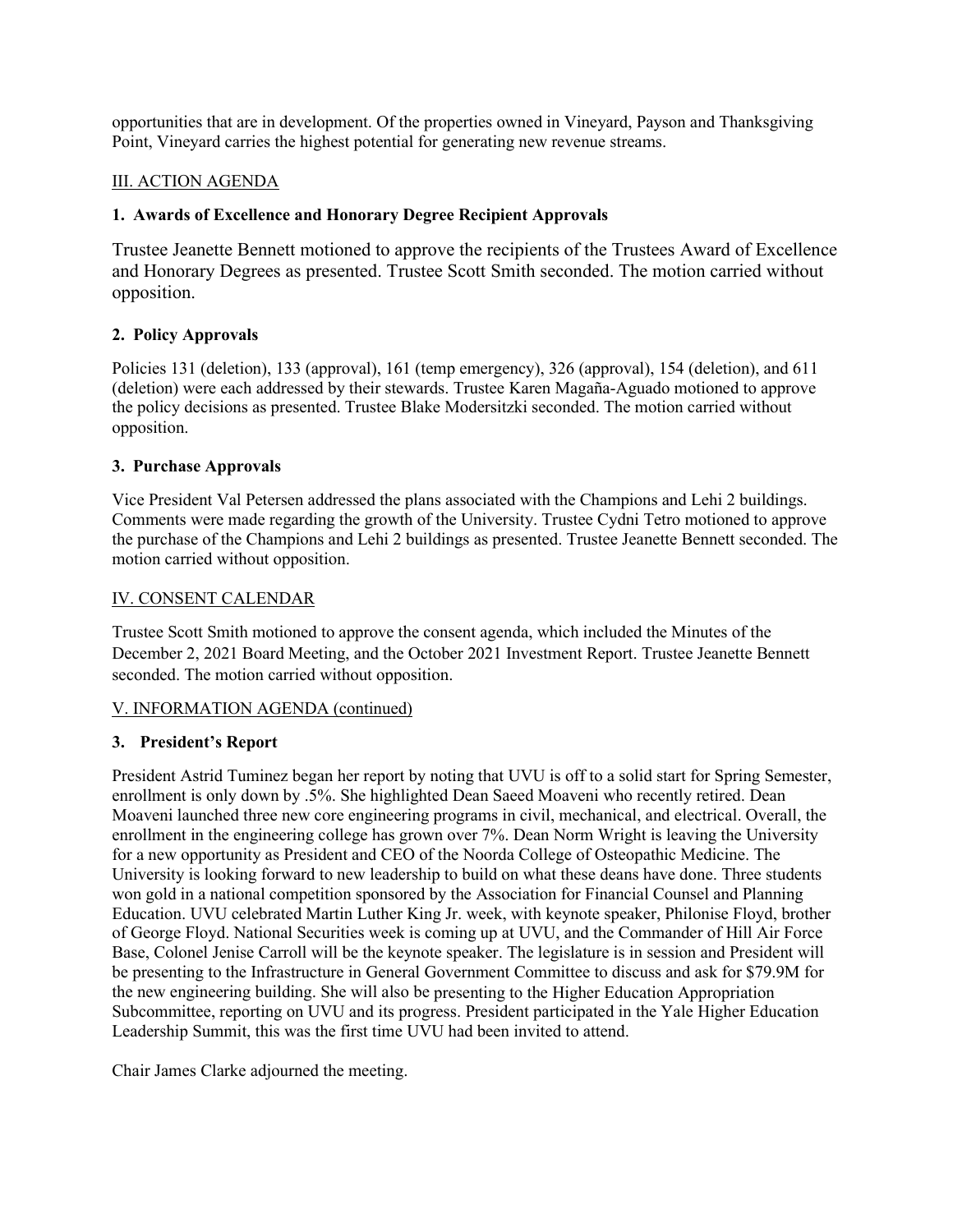opportunities that are in development. Of the properties owned in Vineyard, Payson and Thanksgiving Point, Vineyard carries the highest potential for generating new revenue streams.

## III. ACTION AGENDA

### 1. Awards of Excellence and Honorary Degree Recipient Approvals

Trustee Jeanette Bennett motioned to approve the recipients of the Trustees Award of Excellence and Honorary Degrees as presented. Trustee Scott Smith seconded. The motion carried without opposition.

### 2. Policy Approvals

Policies 131 (deletion), 133 (approval), 161 (temp emergency), 326 (approval), 154 (deletion), and 611 (deletion) were each addressed by their stewards. Trustee Karen Magaña-Aguado motioned to approve the policy decisions as presented. Trustee Blake Modersitzki seconded. The motion carried without opposition.

### 3. Purchase Approvals

Vice President Val Petersen addressed the plans associated with the Champions and Lehi 2 buildings. Comments were made regarding the growth of the University. Trustee Cydni Tetro motioned to approve the purchase of the Champions and Lehi 2 buildings as presented. Trustee Jeanette Bennett seconded. The motion carried without opposition.

## IV. CONSENT CALENDAR

Trustee Scott Smith motioned to approve the consent agenda, which included the Minutes of the December 2, 2021 Board Meeting, and the October 2021 Investment Report. Trustee Jeanette Bennett seconded. The motion carried without opposition.

## V. INFORMATION AGENDA (continued)

### 3. President's Report

President Astrid Tuminez began her report by noting that UVU is off to a solid start for Spring Semester, enrollment is only down by .5%. She highlighted Dean Saeed Moaveni who recently retired. Dean Moaveni launched three new core engineering programs in civil, mechanical, and electrical. Overall, the enrollment in the engineering college has grown over 7%. Dean Norm Wright is leaving the University for a new opportunity as President and CEO of the Noorda College of Osteopathic Medicine. The University is looking forward to new leadership to build on what these deans have done. Three students won gold in a national competition sponsored by the Association for Financial Counsel and Planning Education. UVU celebrated Martin Luther King Jr. week, with keynote speaker, Philonise Floyd, brother of George Floyd. National Securities week is coming up at UVU, and the Commander of Hill Air Force Base, Colonel Jenise Carroll will be the keynote speaker. The legislature is in session and President will be presenting to the Infrastructure in General Government Committee to discuss and ask for $79.9M for the new engineering building. She will also be presenting to the Higher Education Appropriation Subcommittee, reporting on UVU and its progress. President participated in the Yale Higher Education Leadership Summit, this was the first time UVU had been invited to attend.

Chair James Clarke adjourned the meeting.